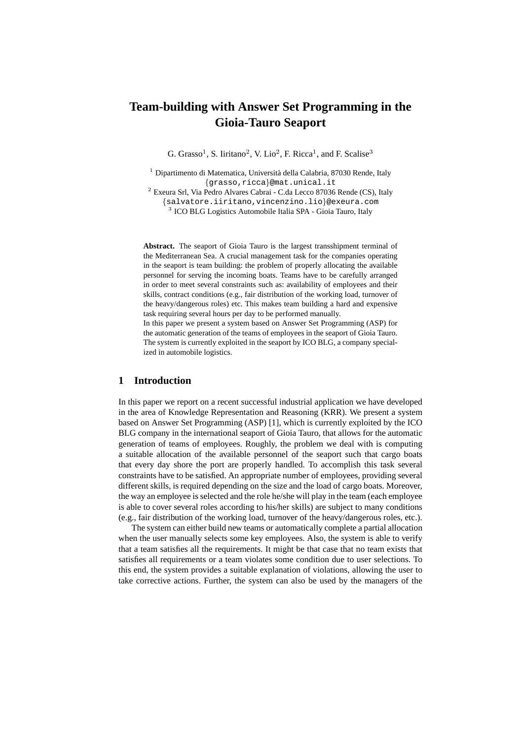# Team-building with Answer Set Programming in the Gioia-Tauro Seaport

G. Grasso[1], S. Iiritano[2], V. Lio[2], F. Ricca[1], and F. Scalise[3]

[1] Dipartimento di Matematica, Università della Calabria, 87030 Rende, Italy
{grasso,ricca}@mat.unical.it
[2] Exeura Srl, Via Pedro Alvares Cabrai - C.da Lecco 87036 Rende (CS), Italy
{salvatore.iiritano,vincenzino.lio}@exeura.com
[3] ICO BLG Logistics Automobile Italia SPA - Gioia Tauro, Italy

**Abstract.** The seaport of Gioia Tauro is the largest transshipment terminal of the Mediterranean Sea. A crucial management task for the companies operating in the seaport is team building: the problem of properly allocating the available personnel for serving the incoming boats. Teams have to be carefully arranged in order to meet several constraints such as: availability of employees and their skills, contract conditions (e.g., fair distribution of the working load, turnover of the heavy/dangerous roles) etc. This makes team building a hard and expensive task requiring several hours per day to be performed manually.
In this paper we present a system based on Answer Set Programming (ASP) for the automatic generation of the teams of employees in the seaport of Gioia Tauro. The system is currently exploited in the seaport by ICO BLG, a company specialized in automobile logistics.

## 1 Introduction

In this paper we report on a recent successful industrial application we have developed in the area of Knowledge Representation and Reasoning (KRR). We present a system based on Answer Set Programming (ASP) [1], which is currently exploited by the ICO BLG company in the international seaport of Gioia Tauro, that allows for the automatic generation of teams of employees. Roughly, the problem we deal with is computing a suitable allocation of the available personnel of the seaport such that cargo boats that every day shore the port are properly handled. To accomplish this task several constraints have to be satisfied. An appropriate number of employees, providing several different skills, is required depending on the size and the load of cargo boats. Moreover, the way an employee is selected and the role he/she will play in the team (each employee is able to cover several roles according to his/her skills) are subject to many conditions (e.g., fair distribution of the working load, turnover of the heavy/dangerous roles, etc.).

The system can either build new teams or automatically complete a partial allocation when the user manually selects some key employees. Also, the system is able to verify that a team satisfies all the requirements. It might be that case that no team exists that satisfies all requirements or a team violates some condition due to user selections. To this end, the system provides a suitable explanation of violations, allowing the user to take corrective actions. Further, the system can also be used by the managers of the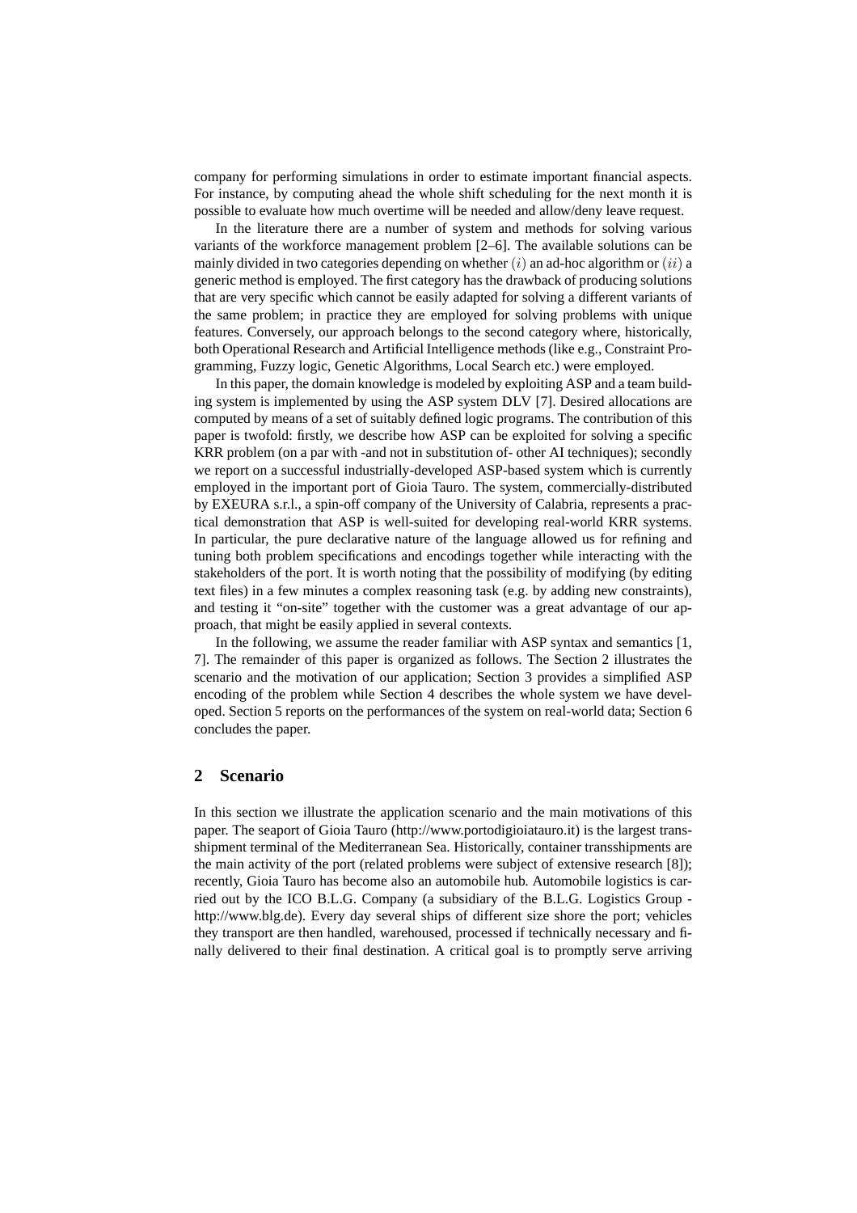company for performing simulations in order to estimate important financial aspects. For instance, by computing ahead the whole shift scheduling for the next month it is possible to evaluate how much overtime will be needed and allow/deny leave request.

In the literature there are a number of system and methods for solving various variants of the workforce management problem [2–6]. The available solutions can be mainly divided in two categories depending on whether $(i)$ an ad-hoc algorithm or $(ii)$ a generic method is employed. The first category has the drawback of producing solutions that are very specific which cannot be easily adapted for solving a different variants of the same problem; in practice they are employed for solving problems with unique features. Conversely, our approach belongs to the second category where, historically, both Operational Research and Artificial Intelligence methods (like e.g., Constraint Programming, Fuzzy logic, Genetic Algorithms, Local Search etc.) were employed.

In this paper, the domain knowledge is modeled by exploiting ASP and a team building system is implemented by using the ASP system DLV [7]. Desired allocations are computed by means of a set of suitably defined logic programs. The contribution of this paper is twofold: firstly, we describe how ASP can be exploited for solving a specific KRR problem (on a par with -and not in substitution of- other AI techniques); secondly we report on a successful industrially-developed ASP-based system which is currently employed in the important port of Gioia Tauro. The system, commercially-distributed by EXEURA s.r.l., a spin-off company of the University of Calabria, represents a practical demonstration that ASP is well-suited for developing real-world KRR systems. In particular, the pure declarative nature of the language allowed us for refining and tuning both problem specifications and encodings together while interacting with the stakeholders of the port. It is worth noting that the possibility of modifying (by editing text files) in a few minutes a complex reasoning task (e.g. by adding new constraints), and testing it "on-site" together with the customer was a great advantage of our approach, that might be easily applied in several contexts.

In the following, we assume the reader familiar with ASP syntax and semantics [1, 7]. The remainder of this paper is organized as follows. The Section 2 illustrates the scenario and the motivation of our application; Section 3 provides a simplified ASP encoding of the problem while Section 4 describes the whole system we have developed. Section 5 reports on the performances of the system on real-world data; Section 6 concludes the paper.

## 2 Scenario

In this section we illustrate the application scenario and the main motivations of this paper. The seaport of Gioia Tauro (http://www.portodigioiatauro.it) is the largest transshipment terminal of the Mediterranean Sea. Historically, container transshipments are the main activity of the port (related problems were subject of extensive research [8]); recently, Gioia Tauro has become also an automobile hub. Automobile logistics is carried out by the ICO B.L.G. Company (a subsidiary of the B.L.G. Logistics Group - http://www.blg.de). Every day several ships of different size shore the port; vehicles they transport are then handled, warehoused, processed if technically necessary and finally delivered to their final destination. A critical goal is to promptly serve arriving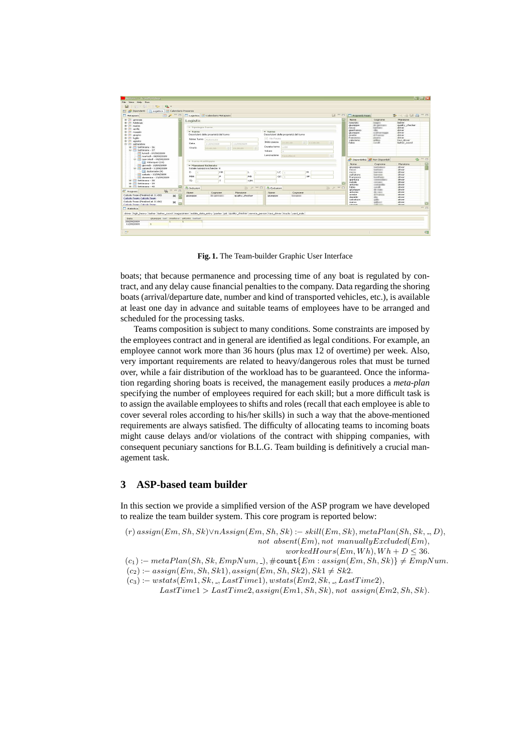**Fig. 1.** The Team-builder Graphic User Interface

boats; that because permanence and processing time of any boat is regulated by contract, and any delay cause financial penalties to the company. Data regarding the shoring boats (arrival/departure date, number and kind of transported vehicles, etc.), is available at least one day in advance and suitable teams of employees have to be arranged and scheduled for the processing tasks.

Teams composition is subject to many conditions. Some constraints are imposed by the employees contract and in general are identified as legal conditions. For example, an employee cannot work more than 36 hours (plus max 12 of overtime) per week. Also, very important requirements are related to heavy/dangerous roles that must be turned over, while a fair distribution of the workload has to be guaranteed. Once the information regarding shoring boats is received, the management easily produces a *meta-plan* specifying the number of employees required for each skill; but a more difficult task is to assign the available employees to shifts and roles (recall that each employee is able to cover several roles according to his/her skills) in such a way that the above-mentioned requirements are always satisfied. The difficulty of allocating teams to incoming boats might cause delays and/or violations of the contract with shipping companies, with consequent pecuniary sanctions for B.L.G. Team building is definitively a crucial management task.

## 3 ASP-based team builder

In this section we provide a simplified version of the ASP program we have developed to realize the team builder system. This core program is reported below:

$$
\begin{aligned}
(r)\ & assign(Em, Sh, Sk) \vee nAssign(Em, Sh, Sk) :- skill(Em, Sk), metaPlan(Sh, Sk, \_, D), \\
& \quad not\ \ absent(Em), not\ \ manuallyExcluded(Em), \\
& \quad workedHours(Em, Wh), Wh + D \leq 36. \\
(c_1)\ & :- metaPlan(Sh, Sk, EmpNum, \_), \#\mathtt{count}\{Em : assign(Em, Sh, Sk)\} \neq EmpNum. \\
(c_2)\ & :- assign(Em, Sh, Sk1), assign(Em, Sh, Sk2), Sk1 \neq Sk2. \\
(c_3)\ & :- wstats(Em1, Sk, \_, LastTime1), wstats(Em2, Sk, \_, LastTime2), \\
& \quad LastTime1 > LastTime2, assign(Em1, Sh, Sk), not\ \ assign(Em2, Sh, Sk).
\end{aligned}
$$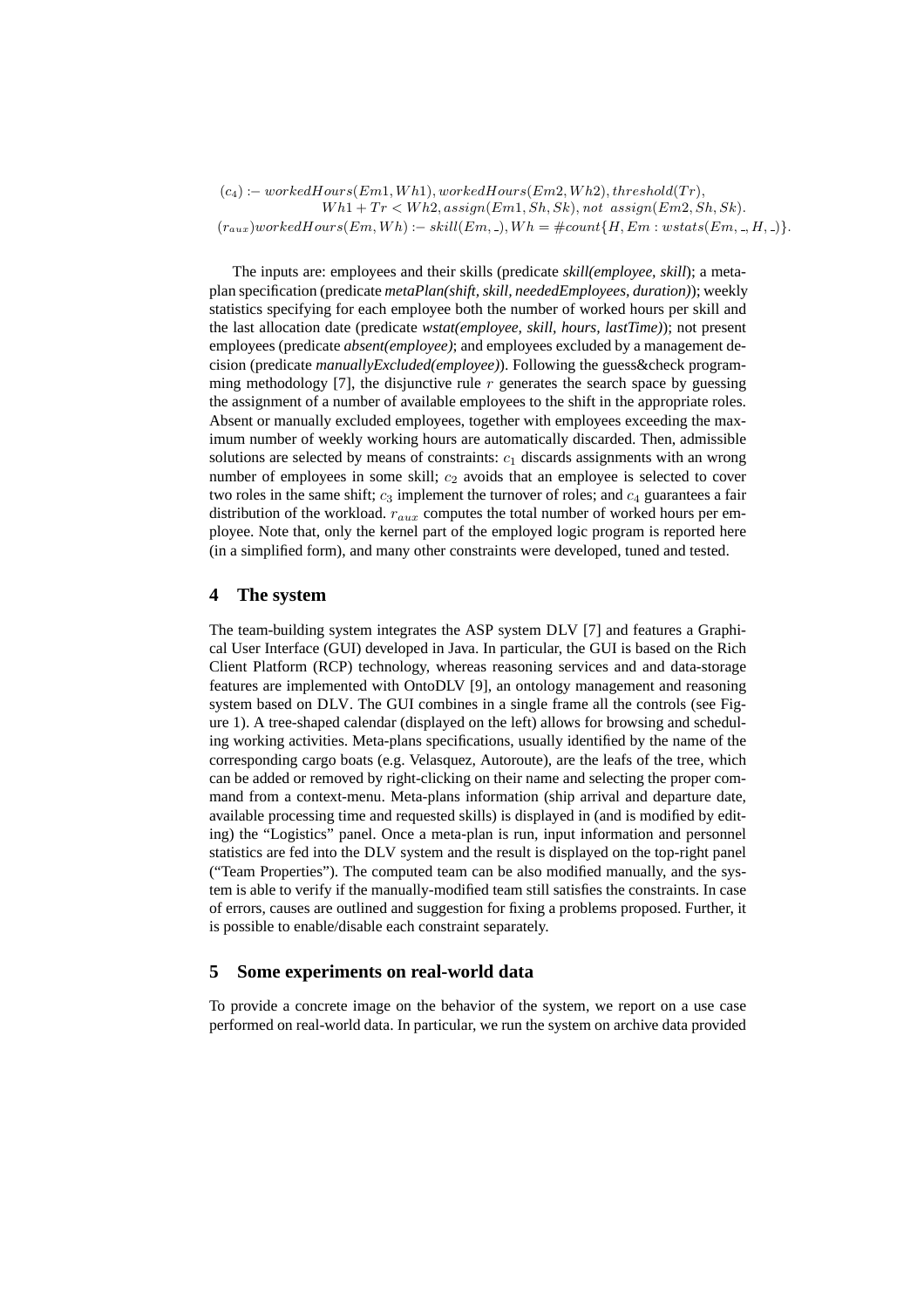$$(c_4) :- workedHours(Em1, Wh1), workedHours(Em2, Wh2), threshold(Tr),$$
$$Wh1 + Tr < Wh2, assign(Em1, Sh, Sk), not\ \ assign(Em2, Sh, Sk).$$
$$(r_{aux}) workedHours(Em, Wh) :- skill(Em, \_), Wh = \#count\{H, Em : wstats(Em, \_, H, \_)\}.$$

The inputs are: employees and their skills (predicate *skill(employee, skill)*; a meta-plan specification (predicate *metaPlan(shift, skill, neededEmployees, duration)*); weekly statistics specifying for each employee both the number of worked hours per skill and the last allocation date (predicate *wstat(employee, skill, hours, lastTime)*); not present employees (predicate *absent(employee)*; and employees excluded by a management decision (predicate *manuallyExcluded(employee)*). Following the guess&check programming methodology [7], the disjunctive rule $r$ generates the search space by guessing the assignment of a number of available employees to the shift in the appropriate roles. Absent or manually excluded employees, together with employees exceeding the maximum number of weekly working hours are automatically discarded. Then, admissible solutions are selected by means of constraints: $c_1$ discards assignments with an wrong number of employees in some skill; $c_2$ avoids that an employee is selected to cover two roles in the same shift; $c_3$ implement the turnover of roles; and $c_4$ guarantees a fair distribution of the workload. $r_{aux}$ computes the total number of worked hours per employee. Note that, only the kernel part of the employed logic program is reported here (in a simplified form), and many other constraints were developed, tuned and tested.

## 4 The system

The team-building system integrates the ASP system DLV [7] and features a Graphical User Interface (GUI) developed in Java. In particular, the GUI is based on the Rich Client Platform (RCP) technology, whereas reasoning services and and data-storage features are implemented with OntoDLV [9], an ontology management and reasoning system based on DLV. The GUI combines in a single frame all the controls (see Figure 1). A tree-shaped calendar (displayed on the left) allows for browsing and scheduling working activities. Meta-plans specifications, usually identified by the name of the corresponding cargo boats (e.g. Velasquez, Autoroute), are the leafs of the tree, which can be added or removed by right-clicking on their name and selecting the proper command from a context-menu. Meta-plans information (ship arrival and departure date, available processing time and requested skills) is displayed in (and is modified by editing) the "Logistics" panel. Once a meta-plan is run, input information and personnel statistics are fed into the DLV system and the result is displayed on the top-right panel ("Team Properties"). The computed team can be also modified manually, and the system is able to verify if the manually-modified team still satisfies the constraints. In case of errors, causes are outlined and suggestion for fixing a problems proposed. Further, it is possible to enable/disable each constraint separately.

## 5 Some experiments on real-world data

To provide a concrete image on the behavior of the system, we report on a use case performed on real-world data. In particular, we run the system on archive data provided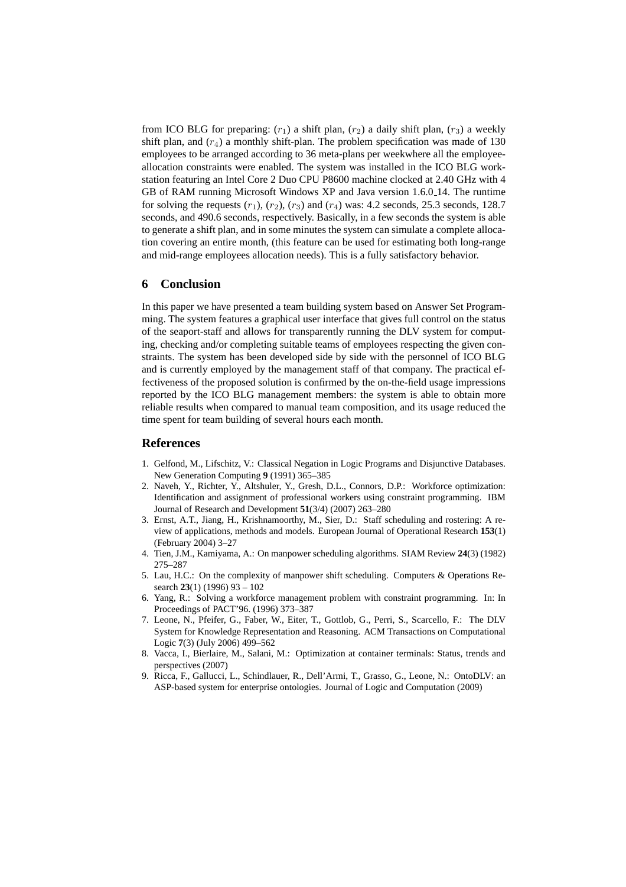from ICO BLG for preparing: ($r_1$) a shift plan, ($r_2$) a daily shift plan, ($r_3$) a weekly shift plan, and ($r_4$) a monthly shift-plan. The problem specification was made of 130 employees to be arranged according to 36 meta-plans per weekwhere all the employee-allocation constraints were enabled. The system was installed in the ICO BLG workstation featuring an Intel Core 2 Duo CPU P8600 machine clocked at 2.40 GHz with 4 GB of RAM running Microsoft Windows XP and Java version 1.6.0_14. The runtime for solving the requests ($r_1$), ($r_2$), ($r_3$) and ($r_4$) was: 4.2 seconds, 25.3 seconds, 128.7 seconds, and 490.6 seconds, respectively. Basically, in a few seconds the system is able to generate a shift plan, and in some minutes the system can simulate a complete allocation covering an entire month, (this feature can be used for estimating both long-range and mid-range employees allocation needs). This is a fully satisfactory behavior.

## 6 Conclusion

In this paper we have presented a team building system based on Answer Set Programming. The system features a graphical user interface that gives full control on the status of the seaport-staff and allows for transparently running the DLV system for computing, checking and/or completing suitable teams of employees respecting the given constraints. The system has been developed side by side with the personnel of ICO BLG and is currently employed by the management staff of that company. The practical effectiveness of the proposed solution is confirmed by the on-the-field usage impressions reported by the ICO BLG management members: the system is able to obtain more reliable results when compared to manual team composition, and its usage reduced the time spent for team building of several hours each month.

## References

1. Gelfond, M., Lifschitz, V.: Classical Negation in Logic Programs and Disjunctive Databases. New Generation Computing **9** (1991) 365–385
2. Naveh, Y., Richter, Y., Altshuler, Y., Gresh, D.L., Connors, D.P.: Workforce optimization: Identification and assignment of professional workers using constraint programming. IBM Journal of Research and Development **51**(3/4) (2007) 263–280
3. Ernst, A.T., Jiang, H., Krishnamoorthy, M., Sier, D.: Staff scheduling and rostering: A review of applications, methods and models. European Journal of Operational Research **153**(1) (February 2004) 3–27
4. Tien, J.M., Kamiyama, A.: On manpower scheduling algorithms. SIAM Review **24**(3) (1982) 275–287
5. Lau, H.C.: On the complexity of manpower shift scheduling. Computers & Operations Research **23**(1) (1996) 93 – 102
6. Yang, R.: Solving a workforce management problem with constraint programming. In: In Proceedings of PACT'96. (1996) 373–387
7. Leone, N., Pfeifer, G., Faber, W., Eiter, T., Gottlob, G., Perri, S., Scarcello, F.: The DLV System for Knowledge Representation and Reasoning. ACM Transactions on Computational Logic **7**(3) (July 2006) 499–562
8. Vacca, I., Bierlaire, M., Salani, M.: Optimization at container terminals: Status, trends and perspectives (2007)
9. Ricca, F., Gallucci, L., Schindlauer, R., Dell'Armi, T., Grasso, G., Leone, N.: OntoDLV: an ASP-based system for enterprise ontologies. Journal of Logic and Computation (2009)